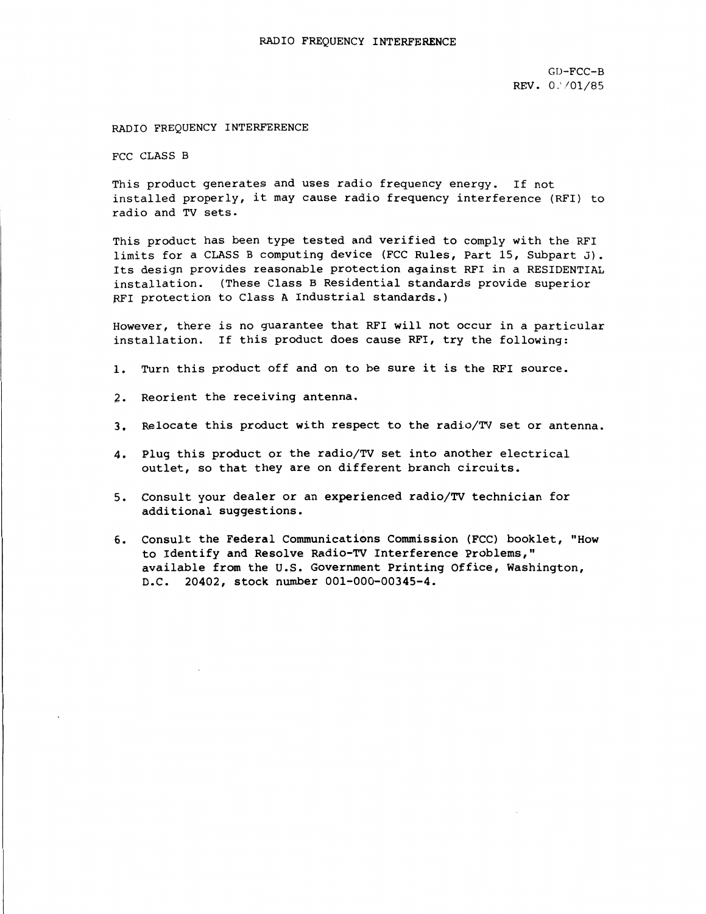# RADIO FREQUENCY INTERFERENCE

GD-FCC-B
REV. 0.'/01/85

## RADIO FREQUENCY INTERFERENCE

FCC CLASS B

This product generates and uses radio frequency energy. If not installed properly, it may cause radio frequency interference (RFI) to radio and TV sets.

This product has been type tested and verified to comply with the RFI limits for a CLASS B computing device (FCC Rules, Part 15, Subpart J). Its design provides reasonable protection against RFI in a RESIDENTIAL installation. (These Class B Residential standards provide superior RFI protection to Class A Industrial standards.)

However, there is no guarantee that RFI will not occur in a particular installation. If this product does cause RFI, try the following:

1. Turn this product off and on to be sure it is the RFI source.

2. Reorient the receiving antenna.

3. Relocate this product with respect to the radio/TV set or antenna.

4. Plug this product or the radio/TV set into another electrical outlet, so that they are on different branch circuits.

5. Consult your dealer or an experienced radio/TV technician for additional suggestions.

6. Consult the Federal Communications Commission (FCC) booklet, "How to Identify and Resolve Radio-TV Interference Problems," available from the U.S. Government Printing Office, Washington, D.C. 20402, stock number 001-000-00345-4.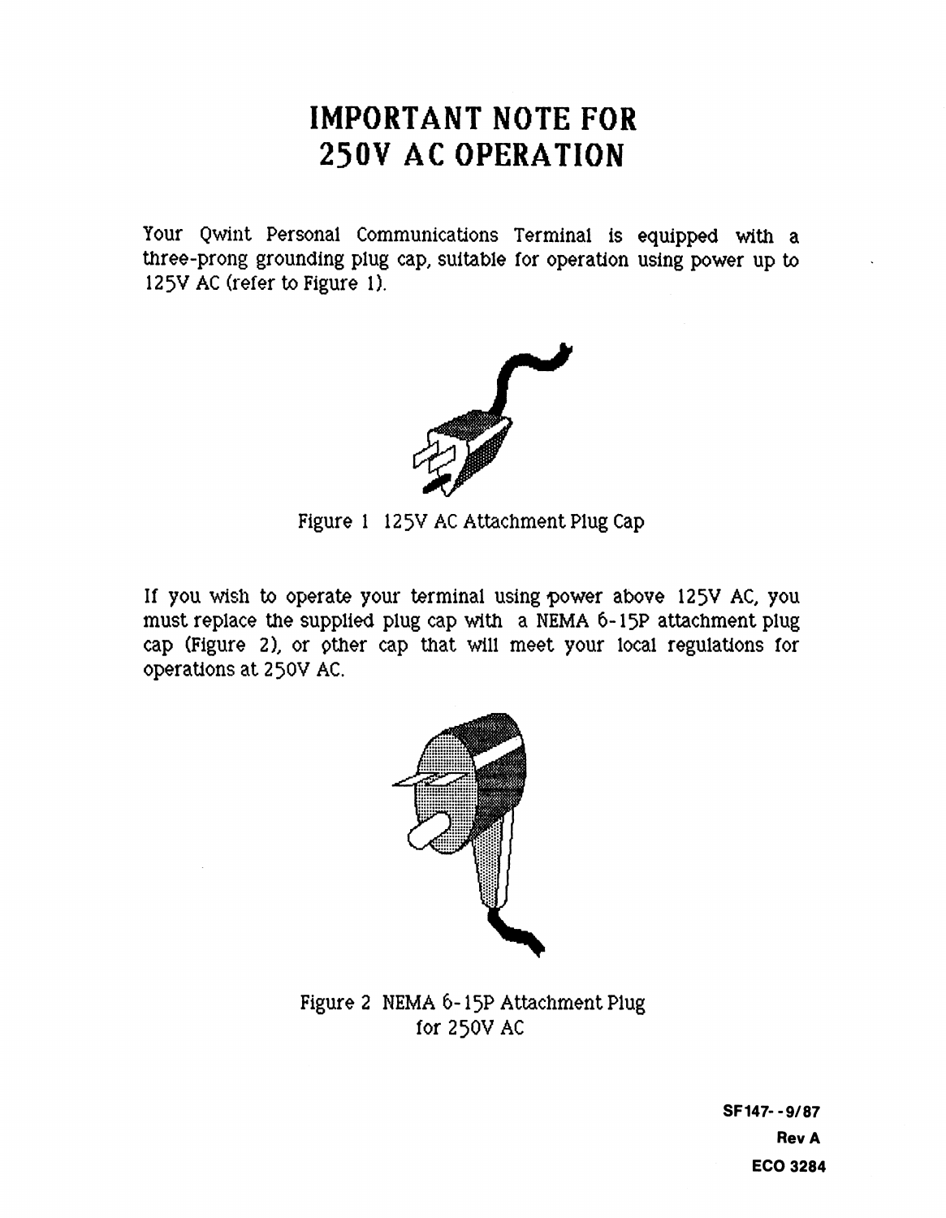# IMPORTANT NOTE FOR 250V AC OPERATION

Your Qwint Personal Communications Terminal is equipped with a three-prong grounding plug cap, suitable for operation using power up to 125V AC (refer to Figure 1).

Figure 1 125V AC Attachment Plug Cap

If you wish to operate your terminal using power above 125V AC, you must replace the supplied plug cap with a NEMA 6-15P attachment plug cap (Figure 2), or other cap that will meet your local regulations for operations at 250V AC.

Figure 2 NEMA 6-15P Attachment Plug for 250V AC

**SF147--9/87**
**Rev A**
**ECO 3284**